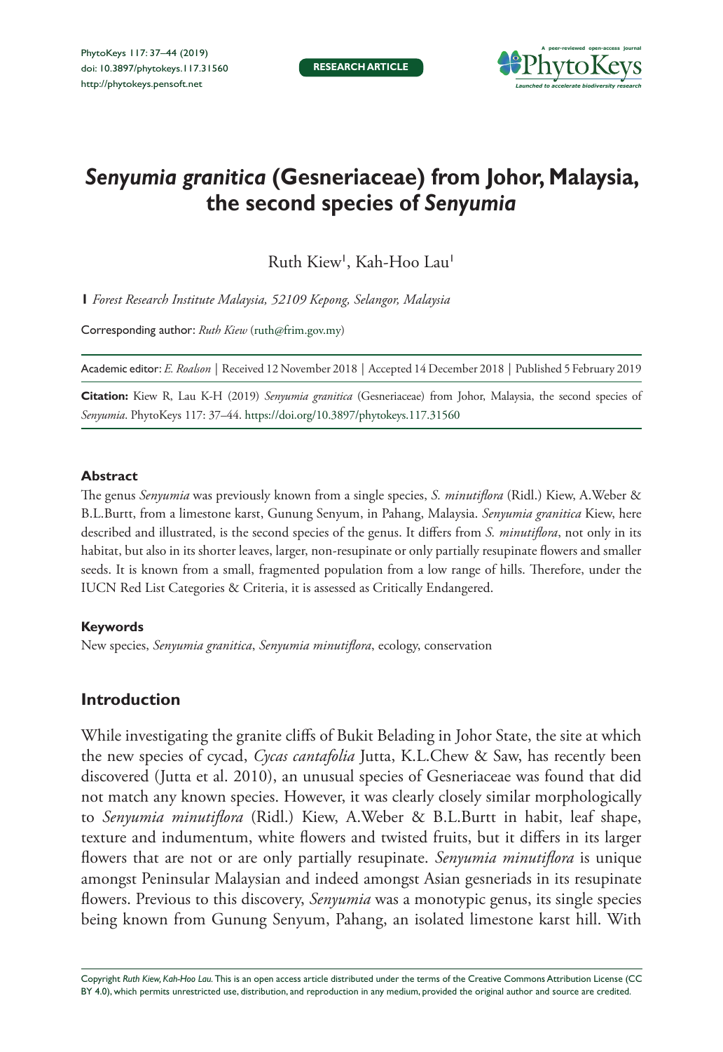RESEARCH ARTICLE

# *Senyumia granitica* (Gesneriaceae) from Johor, Malaysia, the second species of *Senyumia*

Ruth Kiew[1], Kah-Hoo Lau[1]

**1** *Forest Research Institute Malaysia, 52109 Kepong, Selangor, Malaysia*

Corresponding author: *Ruth Kiew* (ruth@frim.gov.my)

Academic editor: *E. Roalson* | Received 12 November 2018 | Accepted 14 December 2018 | Published 5 February 2019

**Citation:** Kiew R, Lau K-H (2019) *Senyumia granitica* (Gesneriaceae) from Johor, Malaysia, the second species of *Senyumia*. PhytoKeys 117: 37–44. https://doi.org/10.3897/phytokeys.117.31560

#### Abstract

The genus *Senyumia* was previously known from a single species, *S. minutiflora* (Ridl.) Kiew, A.Weber & B.L.Burtt, from a limestone karst, Gunung Senyum, in Pahang, Malaysia. *Senyumia granitica* Kiew, here described and illustrated, is the second species of the genus. It differs from *S. minutiflora*, not only in its habitat, but also in its shorter leaves, larger, non-resupinate or only partially resupinate flowers and smaller seeds. It is known from a small, fragmented population from a low range of hills. Therefore, under the IUCN Red List Categories & Criteria, it is assessed as Critically Endangered.

#### Keywords

New species, *Senyumia granitica*, *Senyumia minutiflora*, ecology, conservation

## Introduction

While investigating the granite cliffs of Bukit Belading in Johor State, the site at which the new species of cycad, *Cycas cantafolia* Jutta, K.L.Chew & Saw, has recently been discovered (Jutta et al. 2010), an unusual species of Gesneriaceae was found that did not match any known species. However, it was clearly closely similar morphologically to *Senyumia minutiflora* (Ridl.) Kiew, A.Weber & B.L.Burtt in habit, leaf shape, texture and indumentum, white flowers and twisted fruits, but it differs in its larger flowers that are not or are only partially resupinate. *Senyumia minutiflora* is unique amongst Peninsular Malaysian and indeed amongst Asian gesneriads in its resupinate flowers. Previous to this discovery, *Senyumia* was a monotypic genus, its single species being known from Gunung Senyum, Pahang, an isolated limestone karst hill. With

Copyright *Ruth Kiew, Kah-Hoo Lau.* This is an open access article distributed under the terms of the Creative Commons Attribution License (CC BY 4.0), which permits unrestricted use, distribution, and reproduction in any medium, provided the original author and source are credited.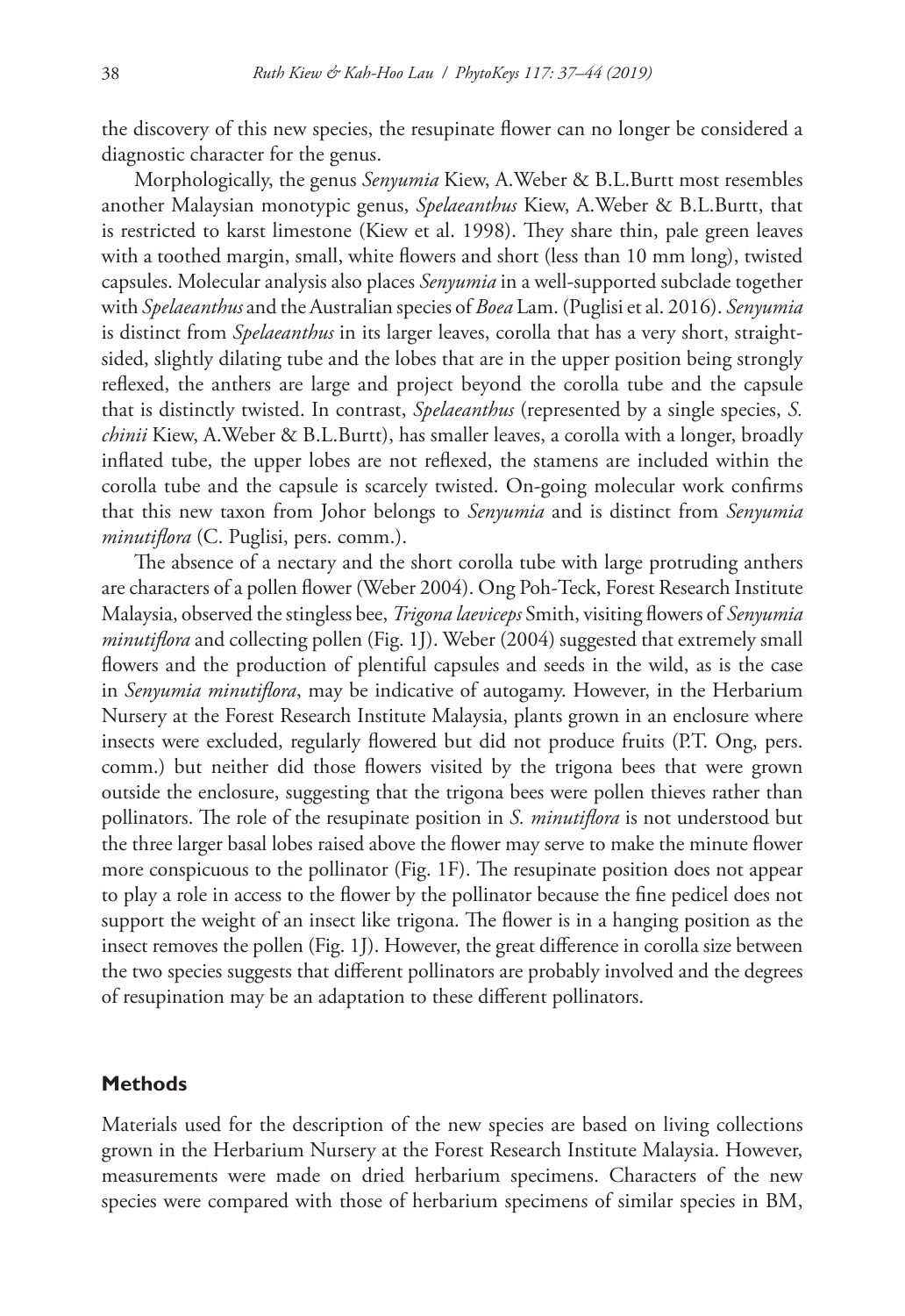the discovery of this new species, the resupinate flower can no longer be considered a diagnostic character for the genus.

Morphologically, the genus *Senyumia* Kiew, A.Weber & B.L.Burtt most resembles another Malaysian monotypic genus, *Spelaeanthus* Kiew, A.Weber & B.L.Burtt, that is restricted to karst limestone (Kiew et al. 1998). They share thin, pale green leaves with a toothed margin, small, white flowers and short (less than 10 mm long), twisted capsules. Molecular analysis also places *Senyumia* in a well-supported subclade together with *Spelaeanthus* and the Australian species of *Boea* Lam. (Puglisi et al. 2016). *Senyumia* is distinct from *Spelaeanthus* in its larger leaves, corolla that has a very short, straight-sided, slightly dilating tube and the lobes that are in the upper position being strongly reflexed, the anthers are large and project beyond the corolla tube and the capsule that is distinctly twisted. In contrast, *Spelaeanthus* (represented by a single species, *S. chinii* Kiew, A.Weber & B.L.Burtt), has smaller leaves, a corolla with a longer, broadly inflated tube, the upper lobes are not reflexed, the stamens are included within the corolla tube and the capsule is scarcely twisted. On-going molecular work confirms that this new taxon from Johor belongs to *Senyumia* and is distinct from *Senyumia minutiflora* (C. Puglisi, pers. comm.).

The absence of a nectary and the short corolla tube with large protruding anthers are characters of a pollen flower (Weber 2004). Ong Poh-Teck, Forest Research Institute Malaysia, observed the stingless bee, *Trigona laeviceps* Smith, visiting flowers of *Senyumia minutiflora* and collecting pollen (Fig. 1J). Weber (2004) suggested that extremely small flowers and the production of plentiful capsules and seeds in the wild, as is the case in *Senyumia minutiflora*, may be indicative of autogamy. However, in the Herbarium Nursery at the Forest Research Institute Malaysia, plants grown in an enclosure where insects were excluded, regularly flowered but did not produce fruits (P.T. Ong, pers. comm.) but neither did those flowers visited by the trigona bees that were grown outside the enclosure, suggesting that the trigona bees were pollen thieves rather than pollinators. The role of the resupinate position in *S. minutiflora* is not understood but the three larger basal lobes raised above the flower may serve to make the minute flower more conspicuous to the pollinator (Fig. 1F). The resupinate position does not appear to play a role in access to the flower by the pollinator because the fine pedicel does not support the weight of an insect like trigona. The flower is in a hanging position as the insect removes the pollen (Fig. 1J). However, the great difference in corolla size between the two species suggests that different pollinators are probably involved and the degrees of resupination may be an adaptation to these different pollinators.

## Methods

Materials used for the description of the new species are based on living collections grown in the Herbarium Nursery at the Forest Research Institute Malaysia. However, measurements were made on dried herbarium specimens. Characters of the new species were compared with those of herbarium specimens of similar species in BM,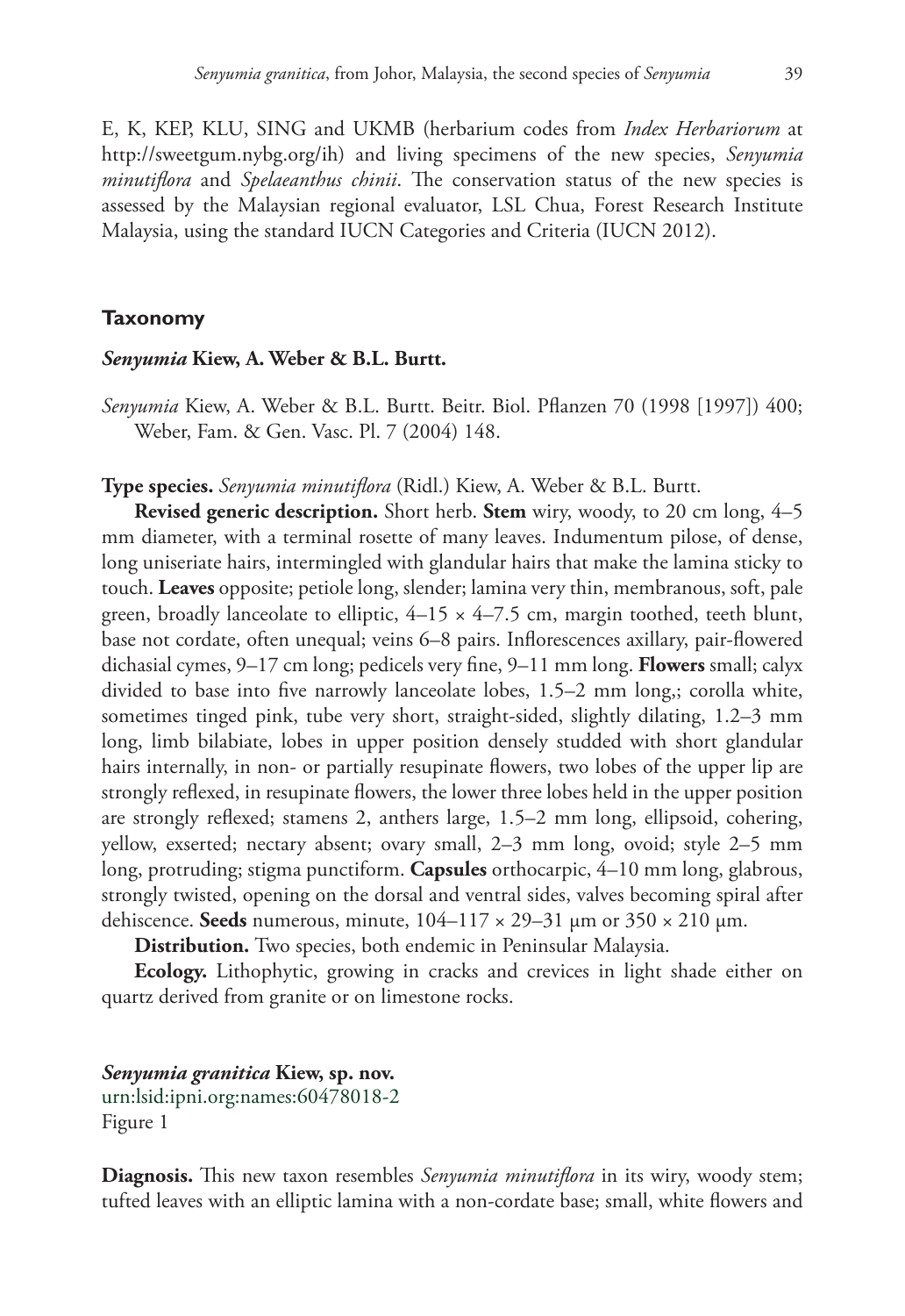E, K, KEP, KLU, SING and UKMB (herbarium codes from *Index Herbariorum* at http://sweetgum.nybg.org/ih) and living specimens of the new species, *Senyumia minutiflora* and *Spelaeanthus chinii*. The conservation status of the new species is assessed by the Malaysian regional evaluator, LSL Chua, Forest Research Institute Malaysia, using the standard IUCN Categories and Criteria (IUCN 2012).

## Taxonomy

### *Senyumia* Kiew, A. Weber & B.L. Burtt.

*Senyumia* Kiew, A. Weber & B.L. Burtt. Beitr. Biol. Pflanzen 70 (1998 [1997]) 400; Weber, Fam. & Gen. Vasc. Pl. 7 (2004) 148.

**Type species.** *Senyumia minutiflora* (Ridl.) Kiew, A. Weber & B.L. Burtt.

**Revised generic description.** Short herb. **Stem** wiry, woody, to 20 cm long, 4–5 mm diameter, with a terminal rosette of many leaves. Indumentum pilose, of dense, long uniseriate hairs, intermingled with glandular hairs that make the lamina sticky to touch. **Leaves** opposite; petiole long, slender; lamina very thin, membranous, soft, pale green, broadly lanceolate to elliptic, 4–15 × 4–7.5 cm, margin toothed, teeth blunt, base not cordate, often unequal; veins 6–8 pairs. Inflorescences axillary, pair-flowered dichasial cymes, 9–17 cm long; pedicels very fine, 9–11 mm long. **Flowers** small; calyx divided to base into five narrowly lanceolate lobes, 1.5–2 mm long,; corolla white, sometimes tinged pink, tube very short, straight-sided, slightly dilating, 1.2–3 mm long, limb bilabiate, lobes in upper position densely studded with short glandular hairs internally, in non- or partially resupinate flowers, two lobes of the upper lip are strongly reflexed, in resupinate flowers, the lower three lobes held in the upper position are strongly reflexed; stamens 2, anthers large, 1.5–2 mm long, ellipsoid, cohering, yellow, exserted; nectary absent; ovary small, 2–3 mm long, ovoid; style 2–5 mm long, protruding; stigma punctiform. **Capsules** orthocarpic, 4–10 mm long, glabrous, strongly twisted, opening on the dorsal and ventral sides, valves becoming spiral after dehiscence. **Seeds** numerous, minute, 104–117 × 29–31 µm or 350 × 210 µm.

**Distribution.** Two species, both endemic in Peninsular Malaysia.

**Ecology.** Lithophytic, growing in cracks and crevices in light shade either on quartz derived from granite or on limestone rocks.

### *Senyumia granitica* Kiew, sp. nov.

urn:lsid:ipni.org:names:60478018-2

Figure 1

**Diagnosis.** This new taxon resembles *Senyumia minutiflora* in its wiry, woody stem; tufted leaves with an elliptic lamina with a non-cordate base; small, white flowers and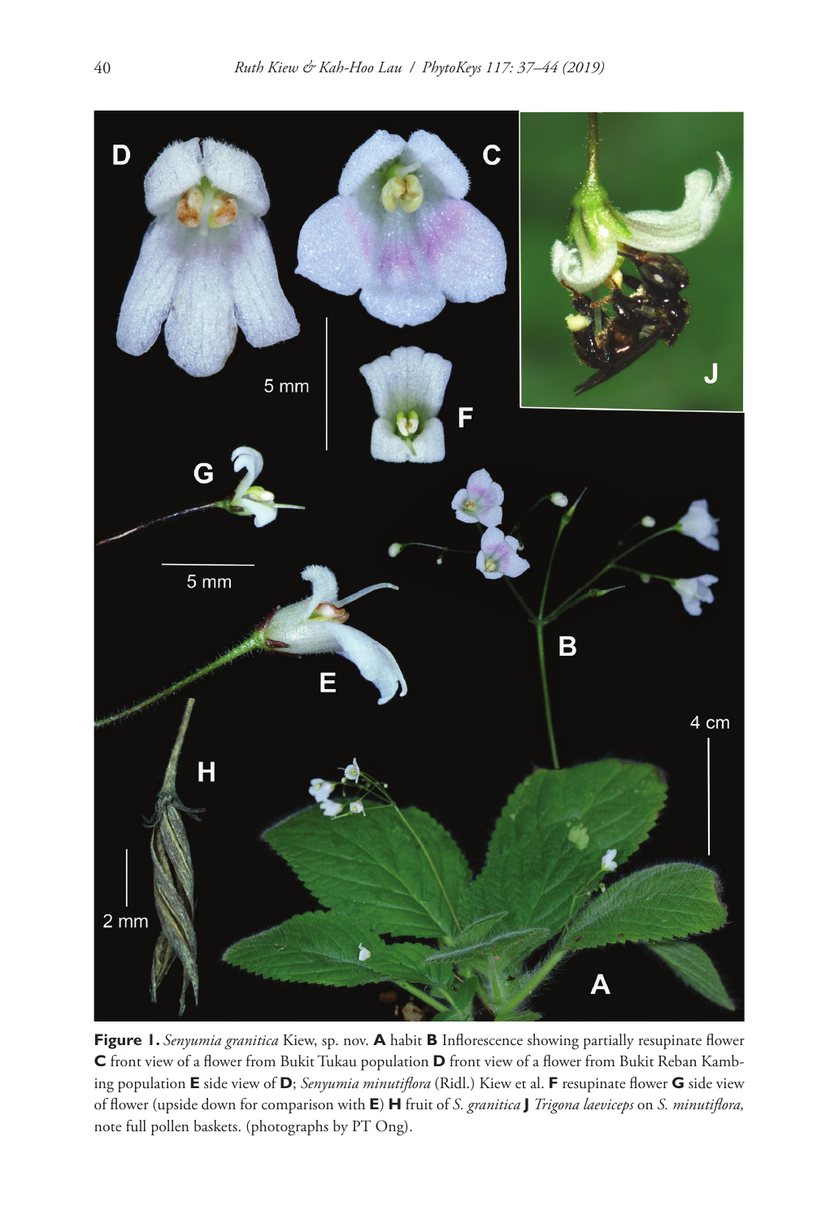**Figure 1.** *Senyumia granitica* Kiew, sp. nov. **A** habit **B** Inflorescence showing partially resupinate flower **C** front view of a flower from Bukit Tukau population **D** front view of a flower from Bukit Reban Kambing population **E** side view of **D**; *Senyumia minutiflora* (Ridl.) Kiew et al. **F** resupinate flower **G** side view of flower (upside down for comparison with **E**) **H** fruit of *S. granitica* **J** *Trigona laeviceps* on *S. minutiflora*, note full pollen baskets. (photographs by PT Ong).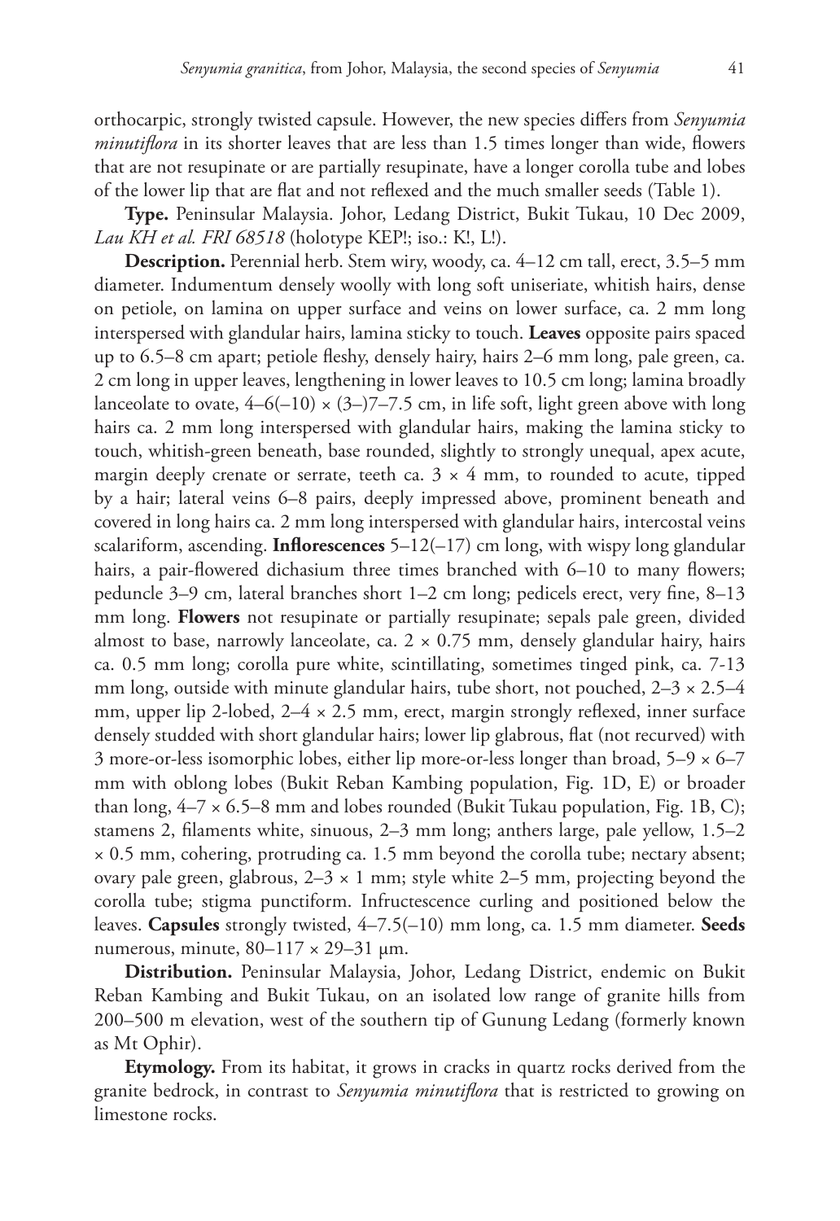orthocarpic, strongly twisted capsule. However, the new species differs from *Senyumia minutiflora* in its shorter leaves that are less than 1.5 times longer than wide, flowers that are not resupinate or are partially resupinate, have a longer corolla tube and lobes of the lower lip that are flat and not reflexed and the much smaller seeds (Table 1).

**Type.** Peninsular Malaysia. Johor, Ledang District, Bukit Tukau, 10 Dec 2009, *Lau KH et al. FRI 68518* (holotype KEP!; iso.: K!, L!).

**Description.** Perennial herb. Stem wiry, woody, ca. 4–12 cm tall, erect, 3.5–5 mm diameter. Indumentum densely woolly with long soft uniseriate, whitish hairs, dense on petiole, on lamina on upper surface and veins on lower surface, ca. 2 mm long interspersed with glandular hairs, lamina sticky to touch. **Leaves** opposite pairs spaced up to 6.5–8 cm apart; petiole fleshy, densely hairy, hairs 2–6 mm long, pale green, ca. 2 cm long in upper leaves, lengthening in lower leaves to 10.5 cm long; lamina broadly lanceolate to ovate, 4–6(–10) × (3–)7–7.5 cm, in life soft, light green above with long hairs ca. 2 mm long interspersed with glandular hairs, making the lamina sticky to touch, whitish-green beneath, base rounded, slightly to strongly unequal, apex acute, margin deeply crenate or serrate, teeth ca. 3 × 4 mm, to rounded to acute, tipped by a hair; lateral veins 6–8 pairs, deeply impressed above, prominent beneath and covered in long hairs ca. 2 mm long interspersed with glandular hairs, intercostal veins scalariform, ascending. **Inflorescences** 5–12(–17) cm long, with wispy long glandular hairs, a pair-flowered dichasium three times branched with 6–10 to many flowers; peduncle 3–9 cm, lateral branches short 1–2 cm long; pedicels erect, very fine, 8–13 mm long. **Flowers** not resupinate or partially resupinate; sepals pale green, divided almost to base, narrowly lanceolate, ca. 2 × 0.75 mm, densely glandular hairy, hairs ca. 0.5 mm long; corolla pure white, scintillating, sometimes tinged pink, ca. 7-13 mm long, outside with minute glandular hairs, tube short, not pouched, 2–3 × 2.5–4 mm, upper lip 2-lobed, 2–4 × 2.5 mm, erect, margin strongly reflexed, inner surface densely studded with short glandular hairs; lower lip glabrous, flat (not recurved) with 3 more-or-less isomorphic lobes, either lip more-or-less longer than broad, 5–9 × 6–7 mm with oblong lobes (Bukit Reban Kambing population, Fig. 1D, E) or broader than long, 4–7 × 6.5–8 mm and lobes rounded (Bukit Tukau population, Fig. 1B, C); stamens 2, filaments white, sinuous, 2–3 mm long; anthers large, pale yellow, 1.5–2 × 0.5 mm, cohering, protruding ca. 1.5 mm beyond the corolla tube; nectary absent; ovary pale green, glabrous, 2–3 × 1 mm; style white 2–5 mm, projecting beyond the corolla tube; stigma punctiform. Infructescence curling and positioned below the leaves. **Capsules** strongly twisted, 4–7.5(–10) mm long, ca. 1.5 mm diameter. **Seeds** numerous, minute, 80–117 × 29–31 µm.

**Distribution.** Peninsular Malaysia, Johor, Ledang District, endemic on Bukit Reban Kambing and Bukit Tukau, on an isolated low range of granite hills from 200–500 m elevation, west of the southern tip of Gunung Ledang (formerly known as Mt Ophir).

**Etymology.** From its habitat, it grows in cracks in quartz rocks derived from the granite bedrock, in contrast to *Senyumia minutiflora* that is restricted to growing on limestone rocks.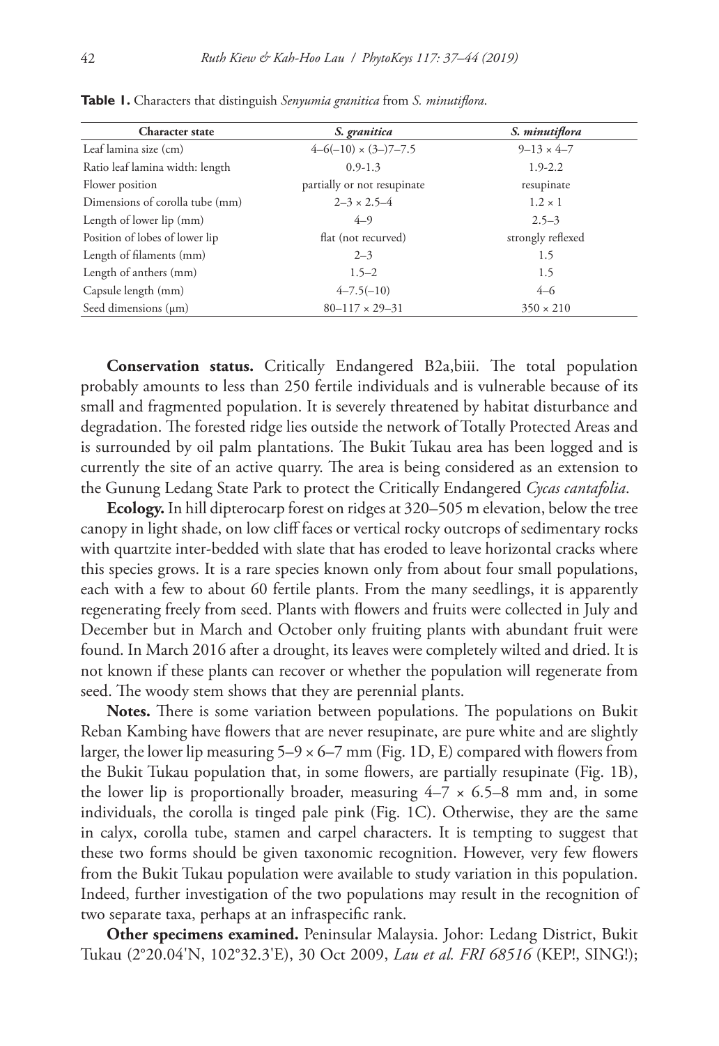**Table 1.** Characters that distinguish *Senyumia granitica* from *S. minutiflora*.

| Character state | *S. granitica* | *S. minutiflora* |
|---|---|---|
| Leaf lamina size (cm) | 4–6(–10) × (3–)7–7.5 | 9–13 × 4–7 |
| Ratio leaf lamina width: length | 0.9-1.3 | 1.9-2.2 |
| Flower position | partially or not resupinate | resupinate |
| Dimensions of corolla tube (mm) | 2–3 × 2.5–4 | 1.2 × 1 |
| Length of lower lip (mm) | 4–9 | 2.5–3 |
| Position of lobes of lower lip | flat (not recurved) | strongly reflexed |
| Length of filaments (mm) | 2–3 | 1.5 |
| Length of anthers (mm) | 1.5–2 | 1.5 |
| Capsule length (mm) | 4–7.5(–10) | 4–6 |
| Seed dimensions (µm) | 80–117 × 29–31 | 350 × 210 |

**Conservation status.** Critically Endangered B2a,biii. The total population probably amounts to less than 250 fertile individuals and is vulnerable because of its small and fragmented population. It is severely threatened by habitat disturbance and degradation. The forested ridge lies outside the network of Totally Protected Areas and is surrounded by oil palm plantations. The Bukit Tukau area has been logged and is currently the site of an active quarry. The area is being considered as an extension to the Gunung Ledang State Park to protect the Critically Endangered *Cycas cantafolia*.

**Ecology.** In hill dipterocarp forest on ridges at 320–505 m elevation, below the tree canopy in light shade, on low cliff faces or vertical rocky outcrops of sedimentary rocks with quartzite inter-bedded with slate that has eroded to leave horizontal cracks where this species grows. It is a rare species known only from about four small populations, each with a few to about 60 fertile plants. From the many seedlings, it is apparently regenerating freely from seed. Plants with flowers and fruits were collected in July and December but in March and October only fruiting plants with abundant fruit were found. In March 2016 after a drought, its leaves were completely wilted and dried. It is not known if these plants can recover or whether the population will regenerate from seed. The woody stem shows that they are perennial plants.

**Notes.** There is some variation between populations. The populations on Bukit Reban Kambing have flowers that are never resupinate, are pure white and are slightly larger, the lower lip measuring 5–9 × 6–7 mm (Fig. 1D, E) compared with flowers from the Bukit Tukau population that, in some flowers, are partially resupinate (Fig. 1B), the lower lip is proportionally broader, measuring 4–7 × 6.5–8 mm and, in some individuals, the corolla is tinged pale pink (Fig. 1C). Otherwise, they are the same in calyx, corolla tube, stamen and carpel characters. It is tempting to suggest that these two forms should be given taxonomic recognition. However, very few flowers from the Bukit Tukau population were available to study variation in this population. Indeed, further investigation of the two populations may result in the recognition of two separate taxa, perhaps at an infraspecific rank.

**Other specimens examined.** Peninsular Malaysia. Johor: Ledang District, Bukit Tukau (2°20.04'N, 102°32.3'E), 30 Oct 2009, *Lau et al. FRI 68516* (KEP!, SING!);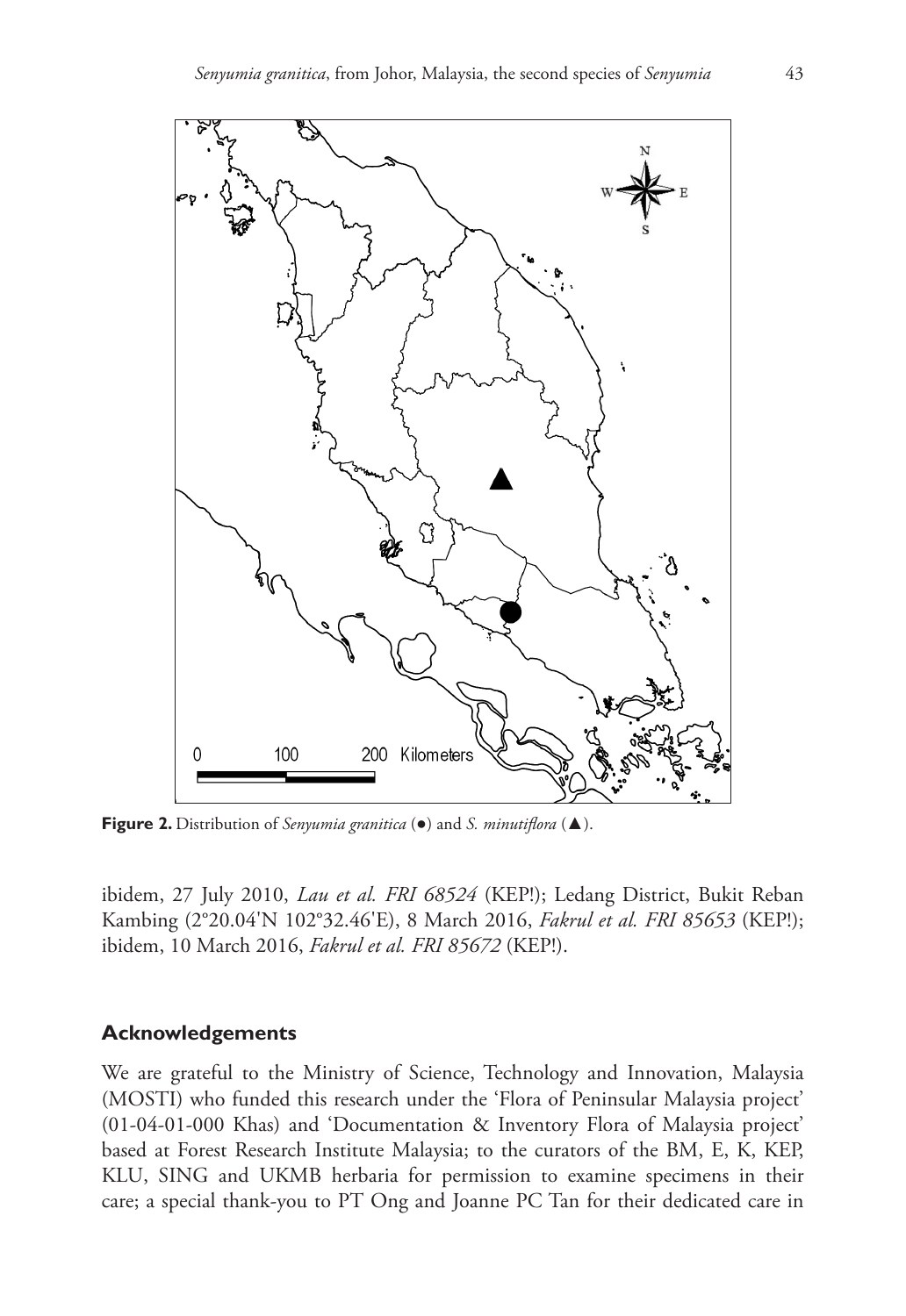Figure 2. Distribution of *Senyumia granitica* (●) and *S. minutiflora* (▲).

ibidem, 27 July 2010, *Lau et al. FRI 68524* (KEP!); Ledang District, Bukit Reban Kambing (2°20.04'N 102°32.46'E), 8 March 2016, *Fakrul et al. FRI 85653* (KEP!); ibidem, 10 March 2016, *Fakrul et al. FRI 85672* (KEP!).

## Acknowledgements

We are grateful to the Ministry of Science, Technology and Innovation, Malaysia (MOSTI) who funded this research under the 'Flora of Peninsular Malaysia project' (01-04-01-000 Khas) and 'Documentation & Inventory Flora of Malaysia project' based at Forest Research Institute Malaysia; to the curators of the BM, E, K, KEP, KLU, SING and UKMB herbaria for permission to examine specimens in their care; a special thank-you to PT Ong and Joanne PC Tan for their dedicated care in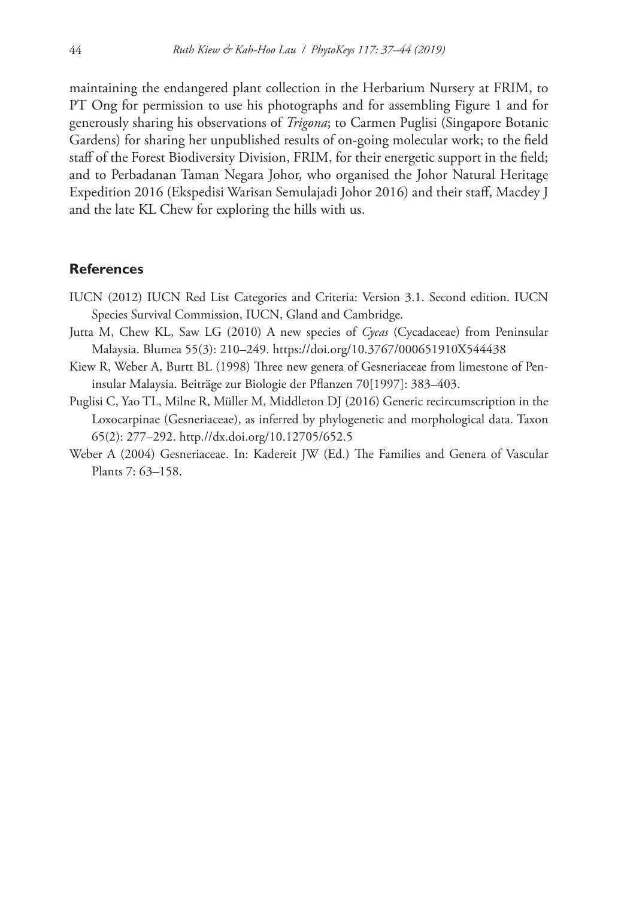maintaining the endangered plant collection in the Herbarium Nursery at FRIM, to PT Ong for permission to use his photographs and for assembling Figure 1 and for generously sharing his observations of *Trigona*; to Carmen Puglisi (Singapore Botanic Gardens) for sharing her unpublished results of on-going molecular work; to the field staff of the Forest Biodiversity Division, FRIM, for their energetic support in the field; and to Perbadanan Taman Negara Johor, who organised the Johor Natural Heritage Expedition 2016 (Ekspedisi Warisan Semulajadi Johor 2016) and their staff, Macdey J and the late KL Chew for exploring the hills with us.

## References

IUCN (2012) IUCN Red List Categories and Criteria: Version 3.1. Second edition. IUCN Species Survival Commission, IUCN, Gland and Cambridge.

Jutta M, Chew KL, Saw LG (2010) A new species of *Cycas* (Cycadaceae) from Peninsular Malaysia. Blumea 55(3): 210–249. https://doi.org/10.3767/000651910X544438

Kiew R, Weber A, Burtt BL (1998) Three new genera of Gesneriaceae from limestone of Peninsular Malaysia. Beiträge zur Biologie der Pflanzen 70[1997]: 383–403.

Puglisi C, Yao TL, Milne R, Müller M, Middleton DJ (2016) Generic recircumscription in the Loxocarpinae (Gesneriaceae), as inferred by phylogenetic and morphological data. Taxon 65(2): 277–292. http://dx.doi.org/10.12705/652.5

Weber A (2004) Gesneriaceae. In: Kadereit JW (Ed.) The Families and Genera of Vascular Plants 7: 63–158.